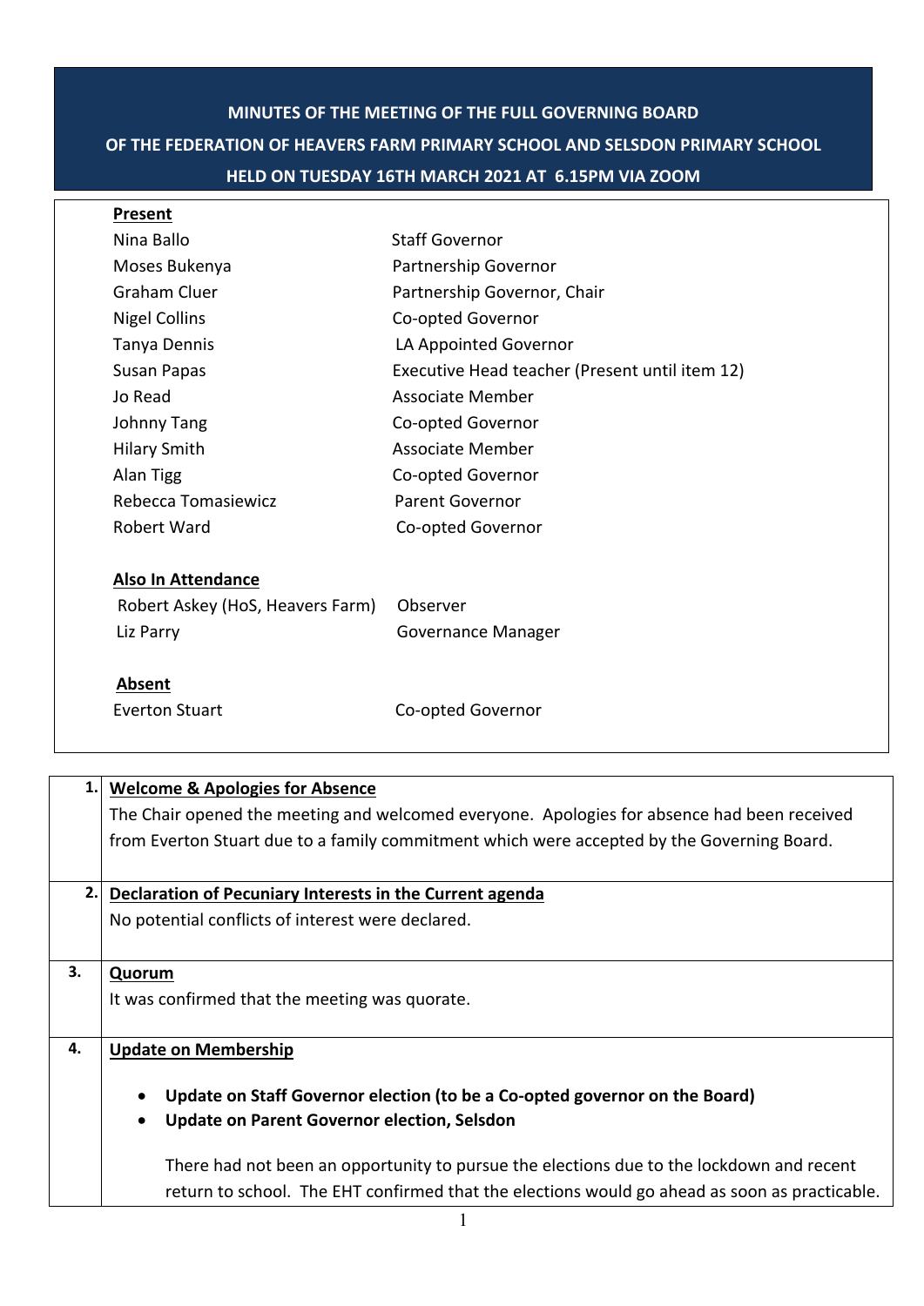# MINUTES OF THE MEETING OF THE FULL GOVERNING BOARD
# OF THE FEDERATION OF HEAVERS FARM PRIMARY SCHOOL AND SELSDON PRIMARY SCHOOL
# HELD ON TUESDAY 16TH MARCH 2021 AT 6.15PM VIA ZOOM

**Present**

| | |
|---|---|
| Nina Ballo | Staff Governor |
| Moses Bukenya | Partnership Governor |
| Graham Cluer | Partnership Governor, Chair |
| Nigel Collins | Co-opted Governor |
| Tanya Dennis | LA Appointed Governor |
| Susan Papas | Executive Head teacher (Present until item 12) |
| Jo Read | Associate Member |
| Johnny Tang | Co-opted Governor |
| Hilary Smith | Associate Member |
| Alan Tigg | Co-opted Governor |
| Rebecca Tomasiewicz | Parent Governor |
| Robert Ward | Co-opted Governor |

**Also In Attendance**

| | |
|---|---|
| Robert Askey (HoS, Heavers Farm) | Observer |
| Liz Parry | Governance Manager |

**Absent**

| | |
|---|---|
| Everton Stuart | Co-opted Governor |

| | |
|---|---|
| **1.** | **Welcome & Apologies for Absence**<br>The Chair opened the meeting and welcomed everyone. Apologies for absence had been received from Everton Stuart due to a family commitment which were accepted by the Governing Board. |
| **2.** | **Declaration of Pecuniary Interests in the Current agenda**<br>No potential conflicts of interest were declared. |
| **3.** | **Quorum**<br>It was confirmed that the meeting was quorate. |
| **4.** | **Update on Membership**<br>• **Update on Staff Governor election (to be a Co-opted governor on the Board)**<br>• **Update on Parent Governor election, Selsdon**<br><br>There had not been an opportunity to pursue the elections due to the lockdown and recent return to school. The EHT confirmed that the elections would go ahead as soon as practicable. |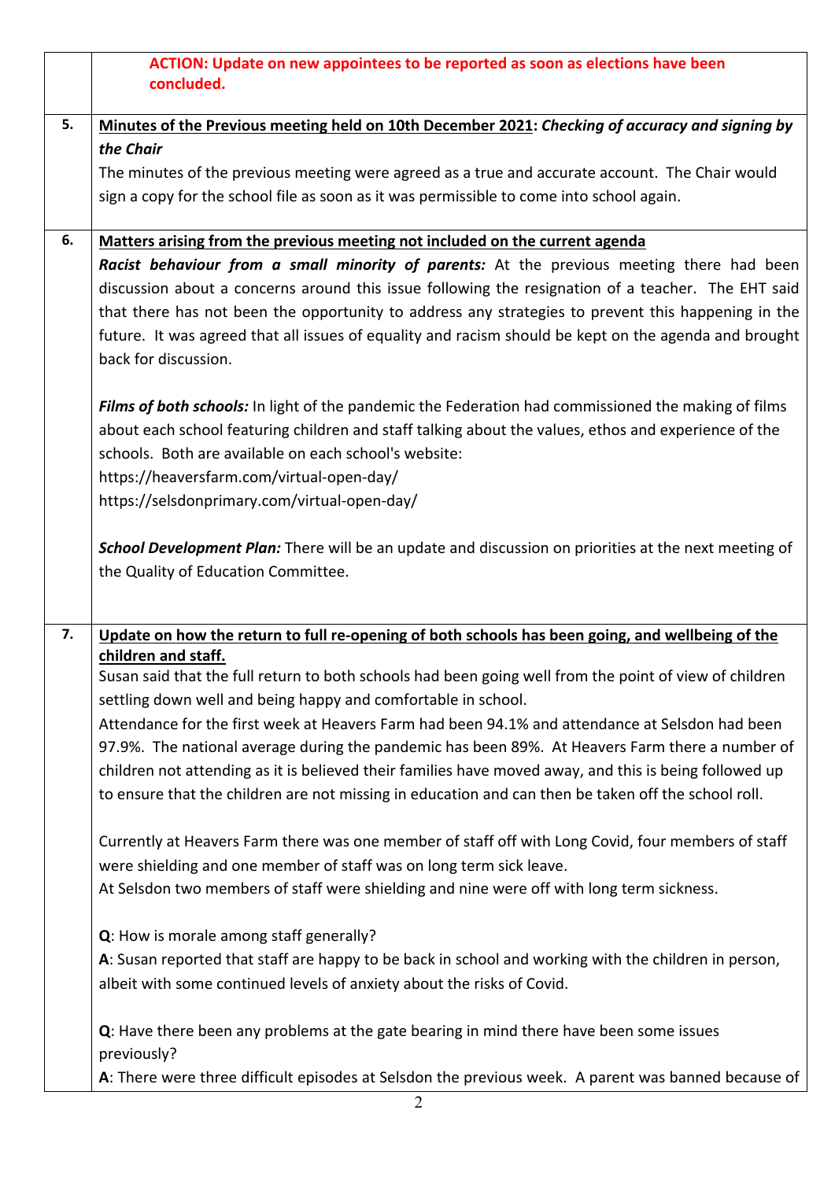| | |
|---|---|
| | **ACTION: Update on new appointees to be reported as soon as elections have been concluded.** |
| **5.** | **Minutes of the Previous meeting held on 10th December 2021**: ***Checking of accuracy and signing by the Chair*** <br> The minutes of the previous meeting were agreed as a true and accurate account. The Chair would sign a copy for the school file as soon as it was permissible to come into school again. |
| **6.** | **Matters arising from the previous meeting not included on the current agenda** <br> ***Racist behaviour from a small minority of parents:*** At the previous meeting there had been discussion about a concerns around this issue following the resignation of a teacher. The EHT said that there has not been the opportunity to address any strategies to prevent this happening in the future. It was agreed that all issues of equality and racism should be kept on the agenda and brought back for discussion. <br><br> ***Films of both schools:*** In light of the pandemic the Federation had commissioned the making of films about each school featuring children and staff talking about the values, ethos and experience of the schools. Both are available on each school's website: <br> https://heaversfarm.com/virtual-open-day/ <br> https://selsdonprimary.com/virtual-open-day/ <br><br> ***School Development Plan:*** There will be an update and discussion on priorities at the next meeting of the Quality of Education Committee. |
| **7.** | **Update on how the return to full re-opening of both schools has been going, and wellbeing of the children and staff.** <br> Susan said that the full return to both schools had been going well from the point of view of children settling down well and being happy and comfortable in school. <br> Attendance for the first week at Heavers Farm had been 94.1% and attendance at Selsdon had been 97.9%. The national average during the pandemic has been 89%. At Heavers Farm there a number of children not attending as it is believed their families have moved away, and this is being followed up to ensure that the children are not missing in education and can then be taken off the school roll. <br><br> Currently at Heavers Farm there was one member of staff off with Long Covid, four members of staff were shielding and one member of staff was on long term sick leave. <br> At Selsdon two members of staff were shielding and nine were off with long term sickness. <br><br> **Q**: How is morale among staff generally? <br> **A**: Susan reported that staff are happy to be back in school and working with the children in person, albeit with some continued levels of anxiety about the risks of Covid. <br><br> **Q**: Have there been any problems at the gate bearing in mind there have been some issues previously? <br> **A**: There were three difficult episodes at Selsdon the previous week. A parent was banned because of |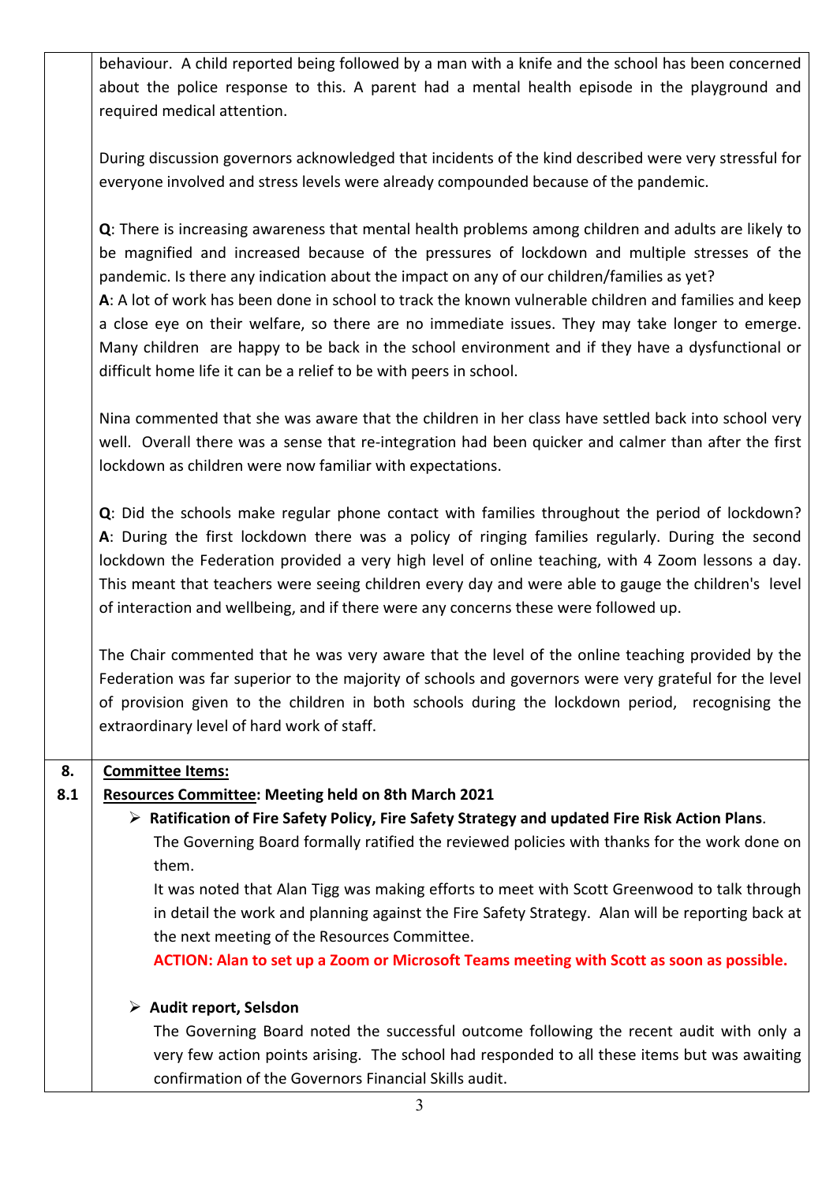behaviour. A child reported being followed by a man with a knife and the school has been concerned about the police response to this. A parent had a mental health episode in the playground and required medical attention.

During discussion governors acknowledged that incidents of the kind described were very stressful for everyone involved and stress levels were already compounded because of the pandemic.

**Q**: There is increasing awareness that mental health problems among children and adults are likely to be magnified and increased because of the pressures of lockdown and multiple stresses of the pandemic. Is there any indication about the impact on any of our children/families as yet?
**A**: A lot of work has been done in school to track the known vulnerable children and families and keep a close eye on their welfare, so there are no immediate issues. They may take longer to emerge. Many children are happy to be back in the school environment and if they have a dysfunctional or difficult home life it can be a relief to be with peers in school.

Nina commented that she was aware that the children in her class have settled back into school very well. Overall there was a sense that re-integration had been quicker and calmer than after the first lockdown as children were now familiar with expectations.

**Q**: Did the schools make regular phone contact with families throughout the period of lockdown?
**A**: During the first lockdown there was a policy of ringing families regularly. During the second lockdown the Federation provided a very high level of online teaching, with 4 Zoom lessons a day. This meant that teachers were seeing children every day and were able to gauge the children's level of interaction and wellbeing, and if there were any concerns these were followed up.

The Chair commented that he was very aware that the level of the online teaching provided by the Federation was far superior to the majority of schools and governors were very grateful for the level of provision given to the children in both schools during the lockdown period, recognising the extraordinary level of hard work of staff.

**8.** **Committee Items:**

**8.1** **Resources Committee: Meeting held on 8th March 2021**

- **Ratification of Fire Safety Policy, Fire Safety Strategy and updated Fire Risk Action Plans**.
  The Governing Board formally ratified the reviewed policies with thanks for the work done on them.
  It was noted that Alan Tigg was making efforts to meet with Scott Greenwood to talk through in detail the work and planning against the Fire Safety Strategy. Alan will be reporting back at the next meeting of the Resources Committee.
  **ACTION: Alan to set up a Zoom or Microsoft Teams meeting with Scott as soon as possible.**

- **Audit report, Selsdon**
  The Governing Board noted the successful outcome following the recent audit with only a very few action points arising. The school had responded to all these items but was awaiting confirmation of the Governors Financial Skills audit.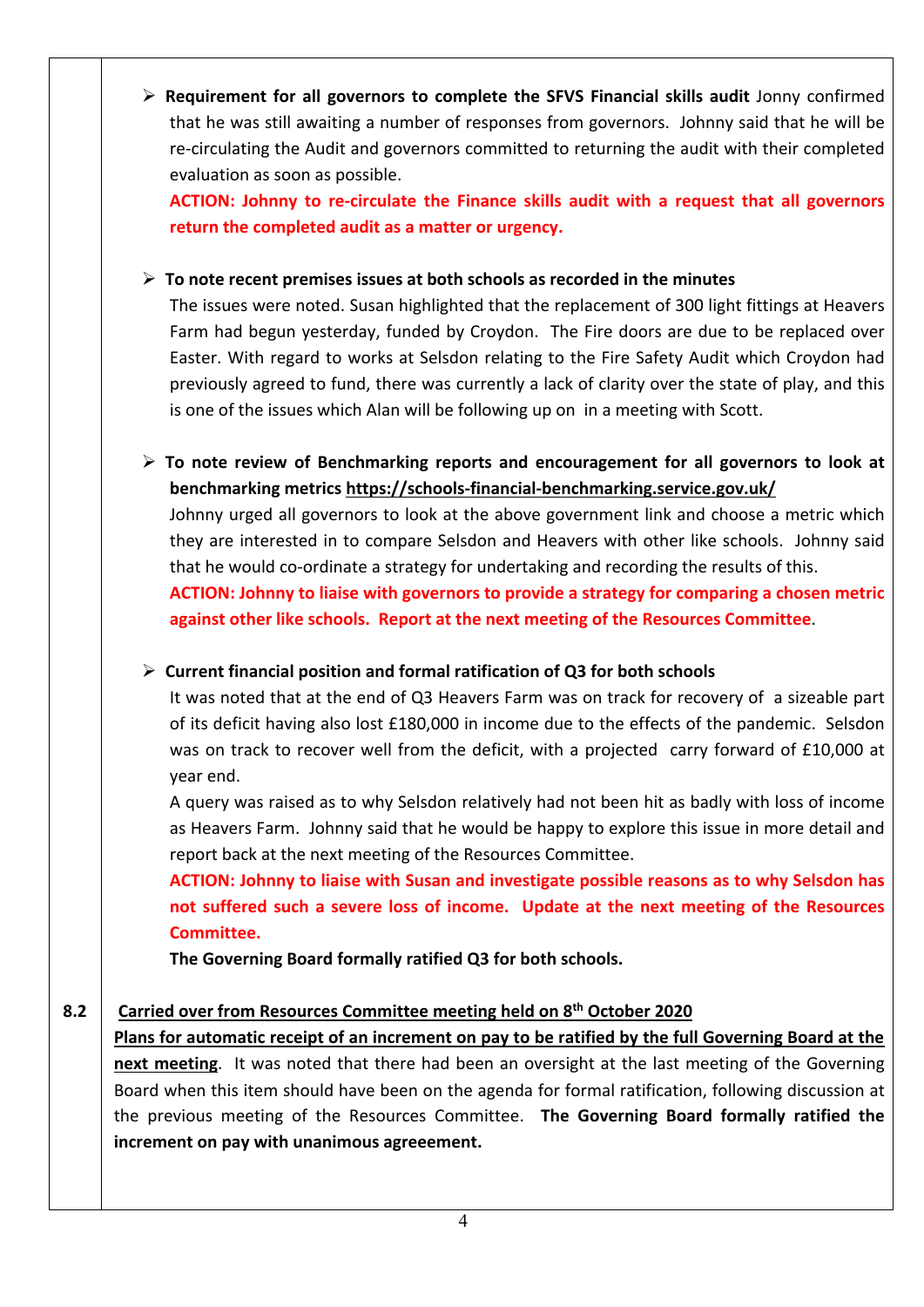- **Requirement for all governors to complete the SFVS Financial skills audit** Jonny confirmed that he was still awaiting a number of responses from governors. Johnny said that he will be re-circulating the Audit and governors committed to returning the audit with their completed evaluation as soon as possible.
  **ACTION: Johnny to re-circulate the Finance skills audit with a request that all governors return the completed audit as a matter or urgency.**

- **To note recent premises issues at both schools as recorded in the minutes**
  The issues were noted. Susan highlighted that the replacement of 300 light fittings at Heavers Farm had begun yesterday, funded by Croydon. The Fire doors are due to be replaced over Easter. With regard to works at Selsdon relating to the Fire Safety Audit which Croydon had previously agreed to fund, there was currently a lack of clarity over the state of play, and this is one of the issues which Alan will be following up on in a meeting with Scott.

- **To note review of Benchmarking reports and encouragement for all governors to look at benchmarking metrics https://schools-financial-benchmarking.service.gov.uk/**
  Johnny urged all governors to look at the above government link and choose a metric which they are interested in to compare Selsdon and Heavers with other like schools. Johnny said that he would co-ordinate a strategy for undertaking and recording the results of this.
  **ACTION: Johnny to liaise with governors to provide a strategy for comparing a chosen metric against other like schools. Report at the next meeting of the Resources Committee**.

- **Current financial position and formal ratification of Q3 for both schools**
  It was noted that at the end of Q3 Heavers Farm was on track for recovery of a sizeable part of its deficit having also lost £180,000 in income due to the effects of the pandemic. Selsdon was on track to recover well from the deficit, with a projected carry forward of £10,000 at year end.
  A query was raised as to why Selsdon relatively had not been hit as badly with loss of income as Heavers Farm. Johnny said that he would be happy to explore this issue in more detail and report back at the next meeting of the Resources Committee.
  **ACTION: Johnny to liaise with Susan and investigate possible reasons as to why Selsdon has not suffered such a severe loss of income. Update at the next meeting of the Resources Committee.**
  **The Governing Board formally ratified Q3 for both schools.**

**8.2** **Carried over from Resources Committee meeting held on 8th October 2020**

**Plans for automatic receipt of an increment on pay to be ratified by the full Governing Board at the next meeting**. It was noted that there had been an oversight at the last meeting of the Governing Board when this item should have been on the agenda for formal ratification, following discussion at the previous meeting of the Resources Committee. **The Governing Board formally ratified the increment on pay with unanimous agreeement.**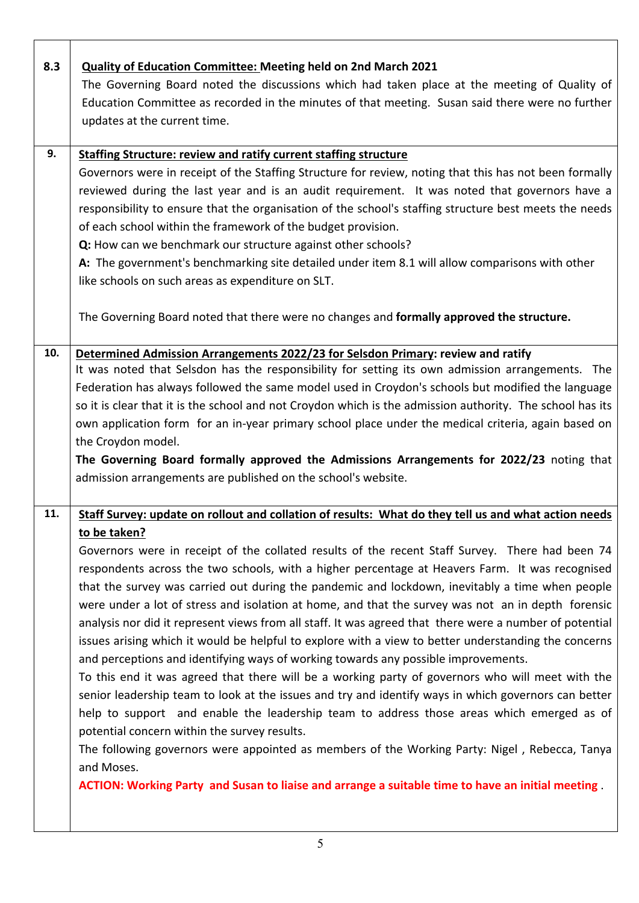| | |
|---|---|
| **8.3** | **<u>Quality of Education Committee:</u> Meeting held on 2nd March 2021**<br>The Governing Board noted the discussions which had taken place at the meeting of Quality of Education Committee as recorded in the minutes of that meeting. Susan said there were no further updates at the current time. |
| **9.** | **<u>Staffing Structure: review and ratify current staffing structure</u>**<br>Governors were in receipt of the Staffing Structure for review, noting that this has not been formally reviewed during the last year and is an audit requirement. It was noted that governors have a responsibility to ensure that the organisation of the school's staffing structure best meets the needs of each school within the framework of the budget provision.<br>**Q:** How can we benchmark our structure against other schools?<br>**A:** The government's benchmarking site detailed under item 8.1 will allow comparisons with other like schools on such areas as expenditure on SLT.<br><br>The Governing Board noted that there were no changes and **formally approved the structure.** |
| **10.** | **<u>Determined Admission Arrangements 2022/23 for Selsdon Primary</u>: review and ratify**<br>It was noted that Selsdon has the responsibility for setting its own admission arrangements. The Federation has always followed the same model used in Croydon's schools but modified the language so it is clear that it is the school and not Croydon which is the admission authority. The school has its own application form for an in-year primary school place under the medical criteria, again based on the Croydon model.<br>**The Governing Board formally approved the Admissions Arrangements for 2022/23** noting that admission arrangements are published on the school's website. |
| **11.** | **<u>Staff Survey: update on rollout and collation of results: What do they tell us and what action needs to be taken?</u>**<br>Governors were in receipt of the collated results of the recent Staff Survey. There had been 74 respondents across the two schools, with a higher percentage at Heavers Farm. It was recognised that the survey was carried out during the pandemic and lockdown, inevitably a time when people were under a lot of stress and isolation at home, and that the survey was not an in depth forensic analysis nor did it represent views from all staff. It was agreed that there were a number of potential issues arising which it would be helpful to explore with a view to better understanding the concerns and perceptions and identifying ways of working towards any possible improvements.<br>To this end it was agreed that there will be a working party of governors who will meet with the senior leadership team to look at the issues and try and identify ways in which governors can better help to support and enable the leadership team to address those areas which emerged as of potential concern within the survey results.<br>The following governors were appointed as members of the Working Party: Nigel , Rebecca, Tanya and Moses.<br>**ACTION: Working Party and Susan to liaise and arrange a suitable time to have an initial meeting** . |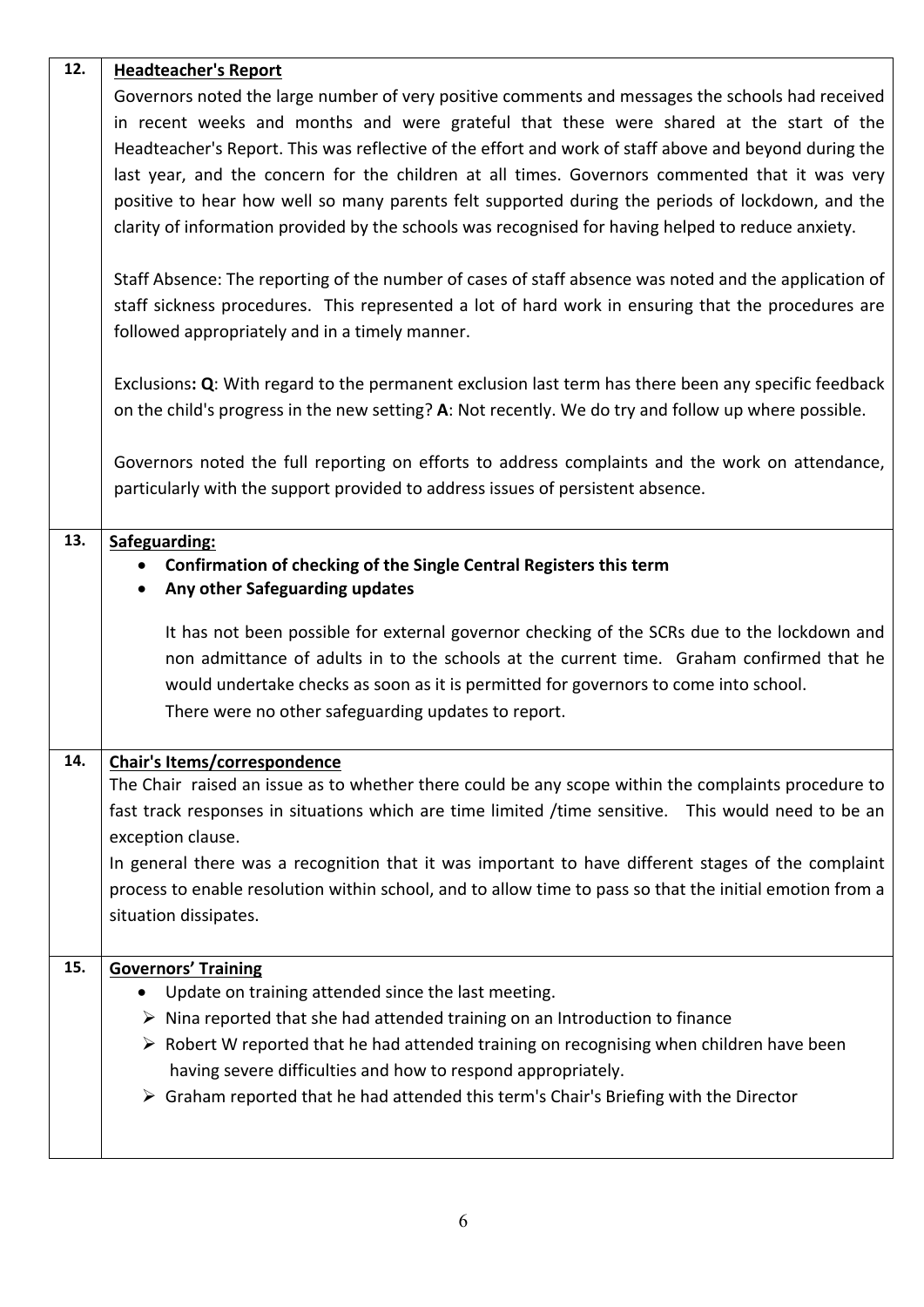| | |
|---|---|
| 12. | **Headteacher's Report**<br>Governors noted the large number of very positive comments and messages the schools had received in recent weeks and months and were grateful that these were shared at the start of the Headteacher's Report. This was reflective of the effort and work of staff above and beyond during the last year, and the concern for the children at all times. Governors commented that it was very positive to hear how well so many parents felt supported during the periods of lockdown, and the clarity of information provided by the schools was recognised for having helped to reduce anxiety.<br><br>Staff Absence: The reporting of the number of cases of staff absence was noted and the application of staff sickness procedures. This represented a lot of hard work in ensuring that the procedures are followed appropriately and in a timely manner.<br><br>Exclusions**: Q**: With regard to the permanent exclusion last term has there been any specific feedback on the child's progress in the new setting? **A**: Not recently. We do try and follow up where possible.<br><br>Governors noted the full reporting on efforts to address complaints and the work on attendance, particularly with the support provided to address issues of persistent absence. |
| 13. | **Safeguarding:**<br>• **Confirmation of checking of the Single Central Registers this term**<br>• **Any other Safeguarding updates**<br><br>It has not been possible for external governor checking of the SCRs due to the lockdown and non admittance of adults in to the schools at the current time. Graham confirmed that he would undertake checks as soon as it is permitted for governors to come into school.<br>There were no other safeguarding updates to report. |
| 14. | **Chair's Items/correspondence**<br>The Chair raised an issue as to whether there could be any scope within the complaints procedure to fast track responses in situations which are time limited /time sensitive. This would need to be an exception clause.<br>In general there was a recognition that it was important to have different stages of the complaint process to enable resolution within school, and to allow time to pass so that the initial emotion from a situation dissipates. |
| 15. | **Governors' Training**<br>• Update on training attended since the last meeting.<br>➢ Nina reported that she had attended training on an Introduction to finance<br>➢ Robert W reported that he had attended training on recognising when children have been having severe difficulties and how to respond appropriately.<br>➢ Graham reported that he had attended this term's Chair's Briefing with the Director |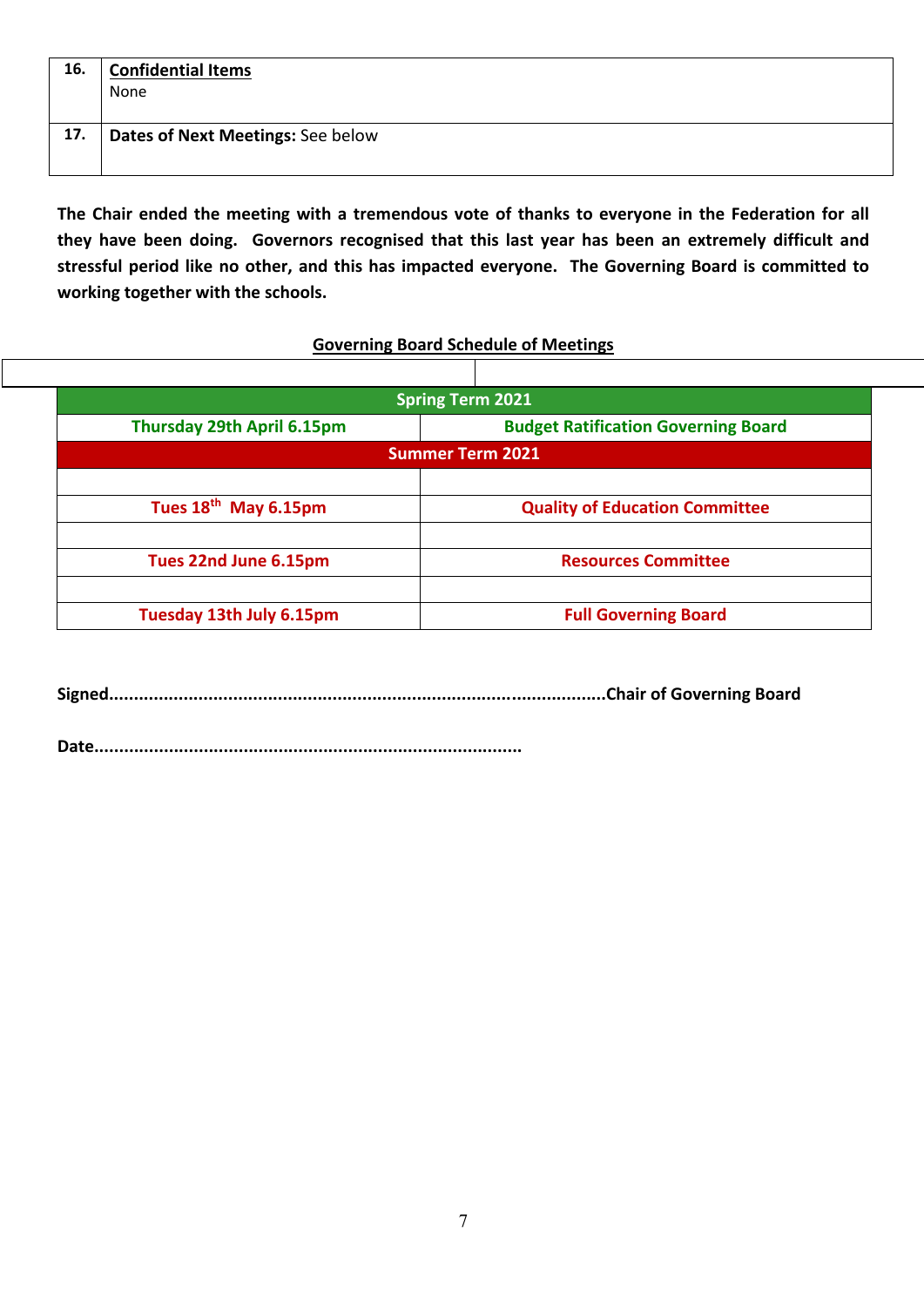| | | |
|---|---|---|
| 16. | **Confidential Items**<br>None |
| 17. | **Dates of Next Meetings:** See below |

**The Chair ended the meeting with a tremendous vote of thanks to everyone in the Federation for all they have been doing. Governors recognised that this last year has been an extremely difficult and stressful period like no other, and this has impacted everyone. The Governing Board is committed to working together with the schools.**

**Governing Board Schedule of Meetings**

| | |
|---|---|
| **Spring Term 2021** | |
| **Thursday 29th April 6.15pm** | **Budget Ratification Governing Board** |
| **Summer Term 2021** | |
| | |
| **Tues 18th May 6.15pm** | **Quality of Education Committee** |
| | |
| **Tues 22nd June 6.15pm** | **Resources Committee** |
| | |
| **Tuesday 13th July 6.15pm** | **Full Governing Board** |

**Signed..................................................................................................Chair of Governing Board**

**Date....................................................................................**